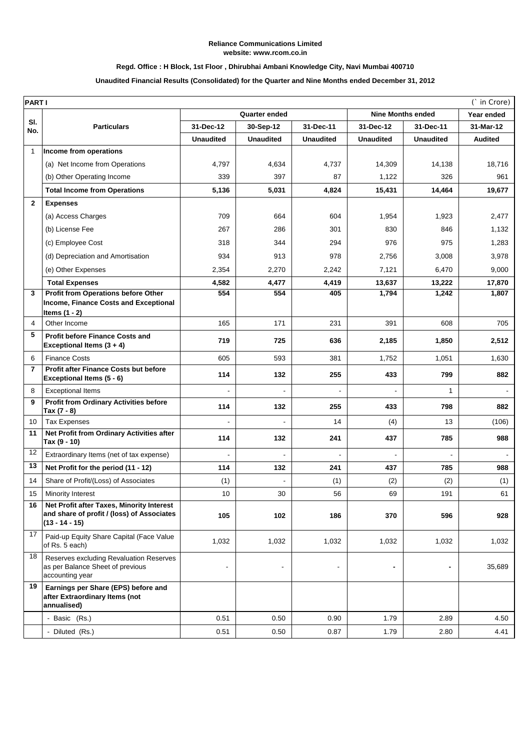**Reliance Communications Limited**
**website: www.rcom.co.in**

**Regd. Office : H Block, 1st Floor , Dhirubhai Ambani Knowledge City, Navi Mumbai 400710**

**Unaudited Financial Results (Consolidated) for the Quarter and Nine Months ended December 31, 2012**

| **PART I** | | | | | | | (` in Crore) |
|---|---|---|---|---|---|---|---|
| **Sl. No.** | **Particulars** | **Quarter ended** | | | **Nine Months ended** | | **Year ended** |
| | | **31-Dec-12** | **30-Sep-12** | **31-Dec-11** | **31-Dec-12** | **31-Dec-11** | **31-Mar-12** |
| | | **Unaudited** | **Unaudited** | **Unaudited** | **Unaudited** | **Unaudited** | **Audited** |
| 1 | **Income from operations** | | | | | | |
| | (a) Net Income from Operations | 4,797 | 4,634 | 4,737 | 14,309 | 14,138 | 18,716 |
| | (b) Other Operating Income | 339 | 397 | 87 | 1,122 | 326 | 961 |
| | **Total Income from Operations** | **5,136** | **5,031** | **4,824** | **15,431** | **14,464** | **19,677** |
| **2** | **Expenses** | | | | | | |
| | (a) Access Charges | 709 | 664 | 604 | 1,954 | 1,923 | 2,477 |
| | (b) License Fee | 267 | 286 | 301 | 830 | 846 | 1,132 |
| | (c) Employee Cost | 318 | 344 | 294 | 976 | 975 | 1,283 |
| | (d) Depreciation and Amortisation | 934 | 913 | 978 | 2,756 | 3,008 | 3,978 |
| | (e) Other Expenses | 2,354 | 2,270 | 2,242 | 7,121 | 6,470 | 9,000 |
| | **Total Expenses** | **4,582** | **4,477** | **4,419** | **13,637** | **13,222** | **17,870** |
| **3** | **Profit from Operations before Other Income, Finance Costs and Exceptional Items (1 - 2)** | **554** | **554** | **405** | **1,794** | **1,242** | **1,807** |
| 4 | Other Income | 165 | 171 | 231 | 391 | 608 | 705 |
| **5** | **Profit before Finance Costs and Exceptional Items (3 + 4)** | **719** | **725** | **636** | **2,185** | **1,850** | **2,512** |
| 6 | Finance Costs | 605 | 593 | 381 | 1,752 | 1,051 | 1,630 |
| **7** | **Profit after Finance Costs but before Exceptional Items (5 - 6)** | **114** | **132** | **255** | **433** | **799** | **882** |
| 8 | Exceptional Items | - | - | - | - | 1 | - |
| **9** | **Profit from Ordinary Activities before Tax (7 - 8)** | **114** | **132** | **255** | **433** | **798** | **882** |
| 10 | Tax Expenses | - | - | 14 | (4) | 13 | (106) |
| **11** | **Net Profit from Ordinary Activities after Tax (9 - 10)** | **114** | **132** | **241** | **437** | **785** | **988** |
| 12 | Extraordinary Items (net of tax expense) | - | - | - | - | - | - |
| **13** | **Net Profit for the period (11 - 12)** | **114** | **132** | **241** | **437** | **785** | **988** |
| 14 | Share of Profit/(Loss) of Associates | (1) | - | (1) | (2) | (2) | (1) |
| 15 | Minority Interest | 10 | 30 | 56 | 69 | 191 | 61 |
| **16** | **Net Profit after Taxes, Minority Interest and share of profit / (loss) of Associates (13 - 14 - 15)** | **105** | **102** | **186** | **370** | **596** | **928** |
| 17 | Paid-up Equity Share Capital (Face Value of Rs. 5 each) | 1,032 | 1,032 | 1,032 | 1,032 | 1,032 | 1,032 |
| 18 | Reserves excluding Revaluation Reserves as per Balance Sheet of previous accounting year | - | - | - | - | - | 35,689 |
| **19** | **Earnings per Share (EPS) before and after Extraordinary Items (not annualised)** | | | | | | |
| | - Basic (Rs.) | 0.51 | 0.50 | 0.90 | 1.79 | 2.89 | 4.50 |
| | - Diluted (Rs.) | 0.51 | 0.50 | 0.87 | 1.79 | 2.80 | 4.41 |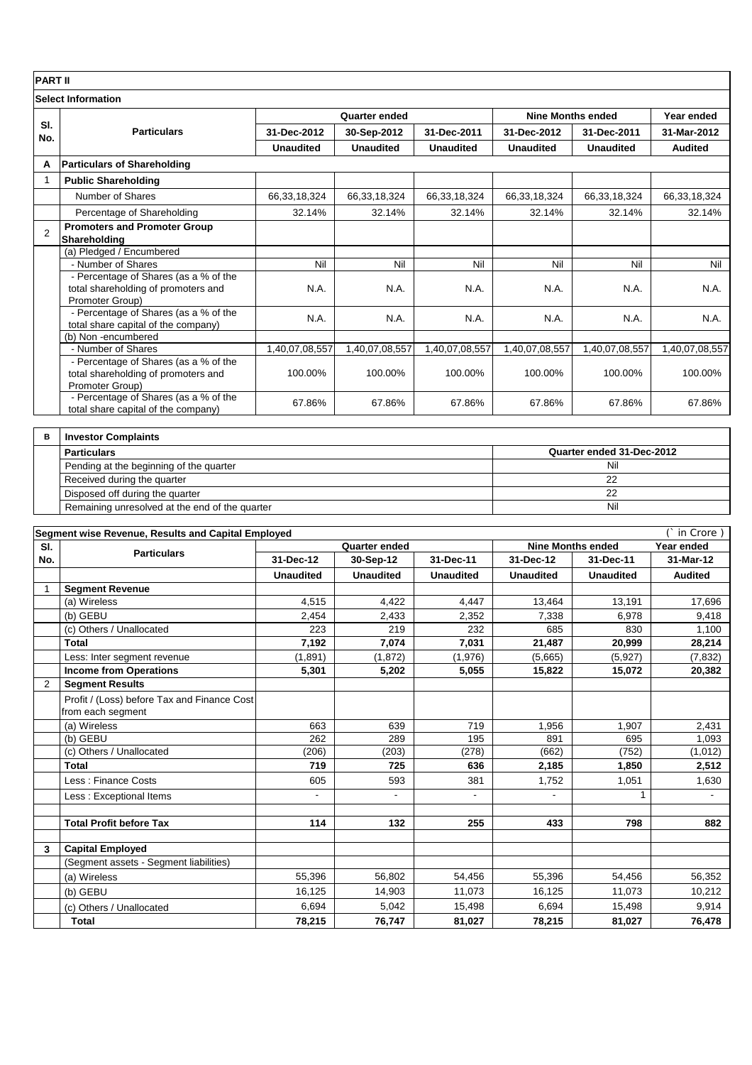**PART II**

**Select Information**

| Sl. No. | Particulars | Quarter ended | | | Nine Months ended | | Year ended |
|---|---|---|---|---|---|---|---|
| | | 31-Dec-2012 | 30-Sep-2012 | 31-Dec-2011 | 31-Dec-2012 | 31-Dec-2011 | 31-Mar-2012 |
| | | Unaudited | Unaudited | Unaudited | Unaudited | Unaudited | Audited |
| A | **Particulars of Shareholding** | | | | | | |
| 1 | **Public Shareholding** | | | | | | |
| | Number of Shares | 66,33,18,324 | 66,33,18,324 | 66,33,18,324 | 66,33,18,324 | 66,33,18,324 | 66,33,18,324 |
| | Percentage of Shareholding | 32.14% | 32.14% | 32.14% | 32.14% | 32.14% | 32.14% |
| 2 | **Promoters and Promoter Group Shareholding** | | | | | | |
| | (a) Pledged / Encumbered | | | | | | |
| | - Number of Shares | Nil | Nil | Nil | Nil | Nil | Nil |
| | - Percentage of Shares (as a % of the total shareholding of promoters and Promoter Group) | N.A. | N.A. | N.A. | N.A. | N.A. | N.A. |
| | - Percentage of Shares (as a % of the total share capital of the company) | N.A. | N.A. | N.A. | N.A. | N.A. | N.A. |
| | (b) Non -encumbered | | | | | | |
| | - Number of Shares | 1,40,07,08,557 | 1,40,07,08,557 | 1,40,07,08,557 | 1,40,07,08,557 | 1,40,07,08,557 | 1,40,07,08,557 |
| | - Percentage of Shares (as a % of the total shareholding of promoters and Promoter Group) | 100.00% | 100.00% | 100.00% | 100.00% | 100.00% | 100.00% |
| | - Percentage of Shares (as a % of the total share capital of the company) | 67.86% | 67.86% | 67.86% | 67.86% | 67.86% | 67.86% |

| B | **Investor Complaints** | |
|---|---|---|
| | **Particulars** | **Quarter ended 31-Dec-2012** |
| | Pending at the beginning of the quarter | Nil |
| | Received during the quarter | 22 |
| | Disposed off during the quarter | 22 |
| | Remaining unresolved at the end of the quarter | Nil |

**Segment wise Revenue, Results and Capital Employed** (` in Crore )

| Sl. No. | Particulars | Quarter ended | | | Nine Months ended | | Year ended |
|---|---|---|---|---|---|---|---|
| | | 31-Dec-12 | 30-Sep-12 | 31-Dec-11 | 31-Dec-12 | 31-Dec-11 | 31-Mar-12 |
| | | Unaudited | Unaudited | Unaudited | Unaudited | Unaudited | Audited |
| 1 | **Segment Revenue** | | | | | | |
| | (a) Wireless | 4,515 | 4,422 | 4,447 | 13,464 | 13,191 | 17,696 |
| | (b) GEBU | 2,454 | 2,433 | 2,352 | 7,338 | 6,978 | 9,418 |
| | (c) Others / Unallocated | 223 | 219 | 232 | 685 | 830 | 1,100 |
| | **Total** | **7,192** | **7,074** | **7,031** | **21,487** | **20,999** | **28,214** |
| | Less: Inter segment revenue | (1,891) | (1,872) | (1,976) | (5,665) | (5,927) | (7,832) |
| | **Income from Operations** | **5,301** | **5,202** | **5,055** | **15,822** | **15,072** | **20,382** |
| 2 | **Segment Results** | | | | | | |
| | Profit / (Loss) before Tax and Finance Cost from each segment | | | | | | |
| | (a) Wireless | 663 | 639 | 719 | 1,956 | 1,907 | 2,431 |
| | (b) GEBU | 262 | 289 | 195 | 891 | 695 | 1,093 |
| | (c) Others / Unallocated | (206) | (203) | (278) | (662) | (752) | (1,012) |
| | **Total** | **719** | **725** | **636** | **2,185** | **1,850** | **2,512** |
| | Less : Finance Costs | 605 | 593 | 381 | 1,752 | 1,051 | 1,630 |
| | Less : Exceptional Items | - | - | - | - | 1 | - |
| | **Total Profit before Tax** | **114** | **132** | **255** | **433** | **798** | **882** |
| 3 | **Capital Employed** | | | | | | |
| | (Segment assets - Segment liabilities) | | | | | | |
| | (a) Wireless | 55,396 | 56,802 | 54,456 | 55,396 | 54,456 | 56,352 |
| | (b) GEBU | 16,125 | 14,903 | 11,073 | 16,125 | 11,073 | 10,212 |
| | (c) Others / Unallocated | 6,694 | 5,042 | 15,498 | 6,694 | 15,498 | 9,914 |
| | **Total** | **78,215** | **76,747** | **81,027** | **78,215** | **81,027** | **76,478** |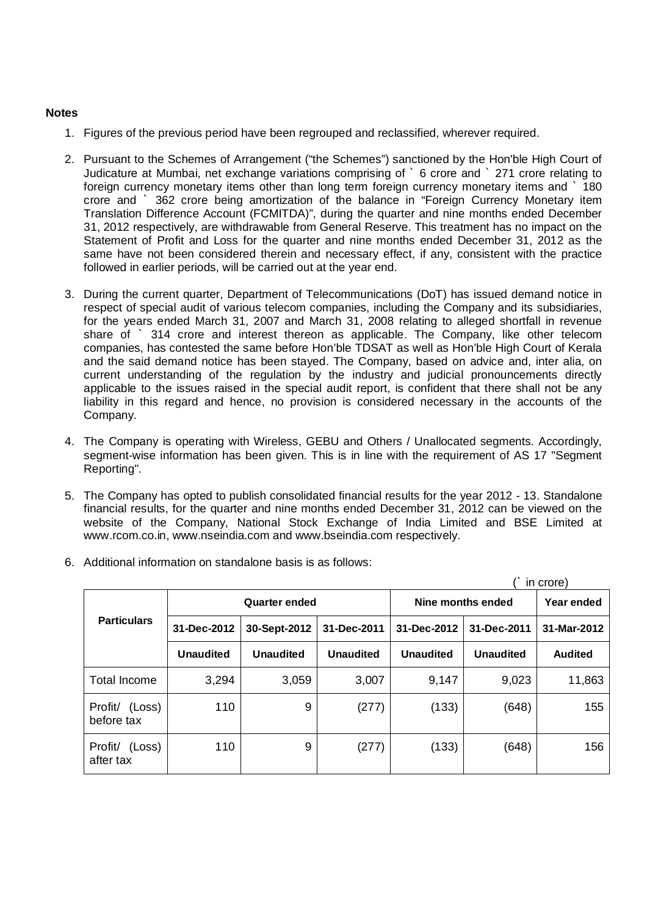**Notes**

1. Figures of the previous period have been regrouped and reclassified, wherever required.

2. Pursuant to the Schemes of Arrangement ("the Schemes") sanctioned by the Hon'ble High Court of Judicature at Mumbai, net exchange variations comprising of ` 6 crore and ` 271 crore relating to foreign currency monetary items other than long term foreign currency monetary items and ` 180 crore and ` 362 crore being amortization of the balance in "Foreign Currency Monetary item Translation Difference Account (FCMITDA)", during the quarter and nine months ended December 31, 2012 respectively, are withdrawable from General Reserve. This treatment has no impact on the Statement of Profit and Loss for the quarter and nine months ended December 31, 2012 as the same have not been considered therein and necessary effect, if any, consistent with the practice followed in earlier periods, will be carried out at the year end.

3. During the current quarter, Department of Telecommunications (DoT) has issued demand notice in respect of special audit of various telecom companies, including the Company and its subsidiaries, for the years ended March 31, 2007 and March 31, 2008 relating to alleged shortfall in revenue share of ` 314 crore and interest thereon as applicable. The Company, like other telecom companies, has contested the same before Hon'ble TDSAT as well as Hon'ble High Court of Kerala and the said demand notice has been stayed. The Company, based on advice and, inter alia, on current understanding of the regulation by the industry and judicial pronouncements directly applicable to the issues raised in the special audit report, is confident that there shall not be any liability in this regard and hence, no provision is considered necessary in the accounts of the Company.

4. The Company is operating with Wireless, GEBU and Others / Unallocated segments. Accordingly, segment-wise information has been given. This is in line with the requirement of AS 17 "Segment Reporting".

5. The Company has opted to publish consolidated financial results for the year 2012 - 13. Standalone financial results, for the quarter and nine months ended December 31, 2012 can be viewed on the website of the Company, National Stock Exchange of India Limited and BSE Limited at www.rcom.co.in, www.nseindia.com and www.bseindia.com respectively.

6. Additional information on standalone basis is as follows:

(` in crore)

| Particulars | Quarter ended | | | Nine months ended | | Year ended |
|---|---|---|---|---|---|---|
| | 31-Dec-2012 | 30-Sept-2012 | 31-Dec-2011 | 31-Dec-2012 | 31-Dec-2011 | 31-Mar-2012 |
| | **Unaudited** | **Unaudited** | **Unaudited** | **Unaudited** | **Unaudited** | **Audited** |
| Total Income | 3,294 | 3,059 | 3,007 | 9,147 | 9,023 | 11,863 |
| Profit/ (Loss) before tax | 110 | 9 | (277) | (133) | (648) | 155 |
| Profit/ (Loss) after tax | 110 | 9 | (277) | (133) | (648) | 156 |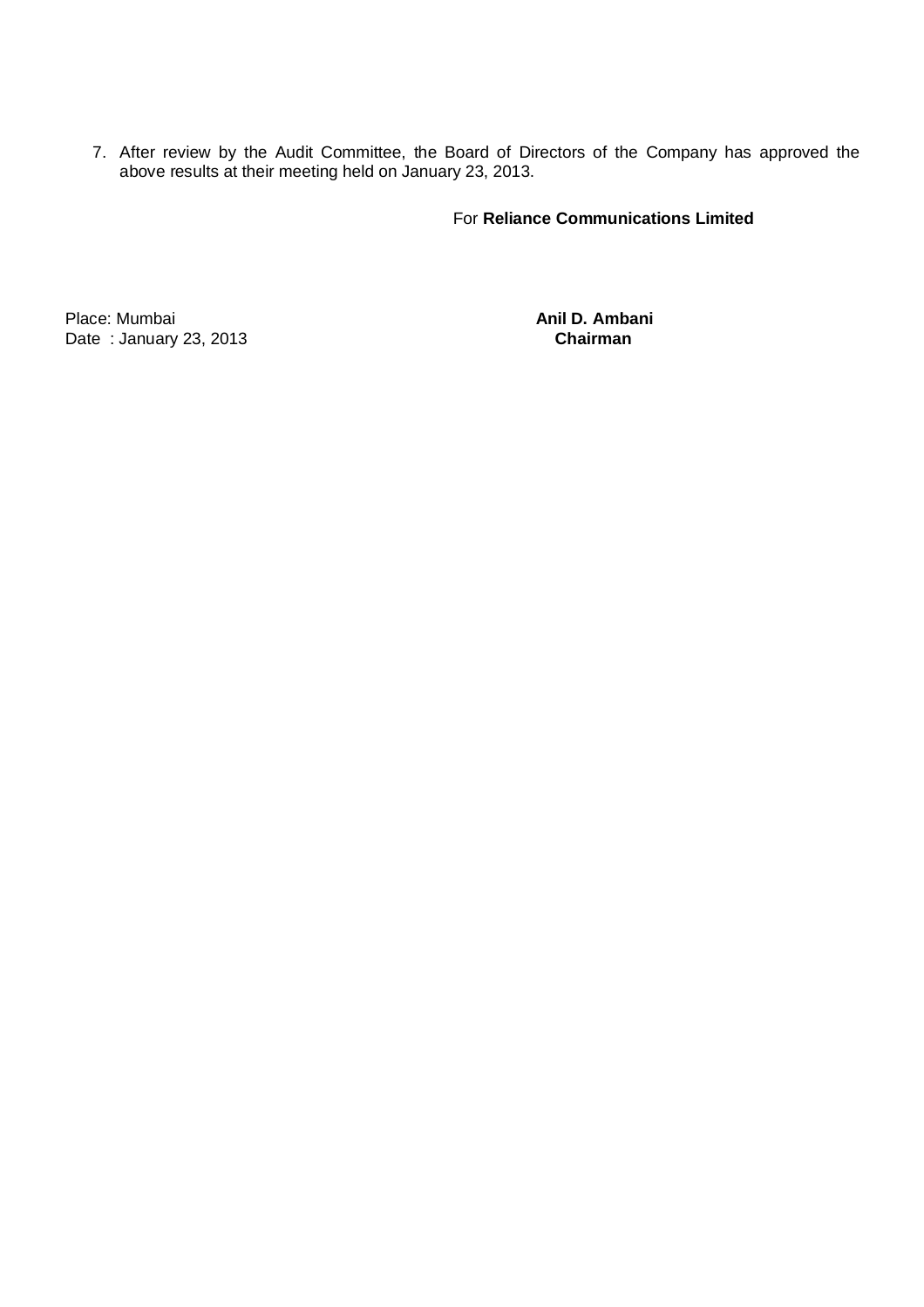7. After review by the Audit Committee, the Board of Directors of the Company has approved the above results at their meeting held on January 23, 2013.

For **Reliance Communications Limited**

Place: Mumbai
Date : January 23, 2013

**Anil D. Ambani**
**Chairman**